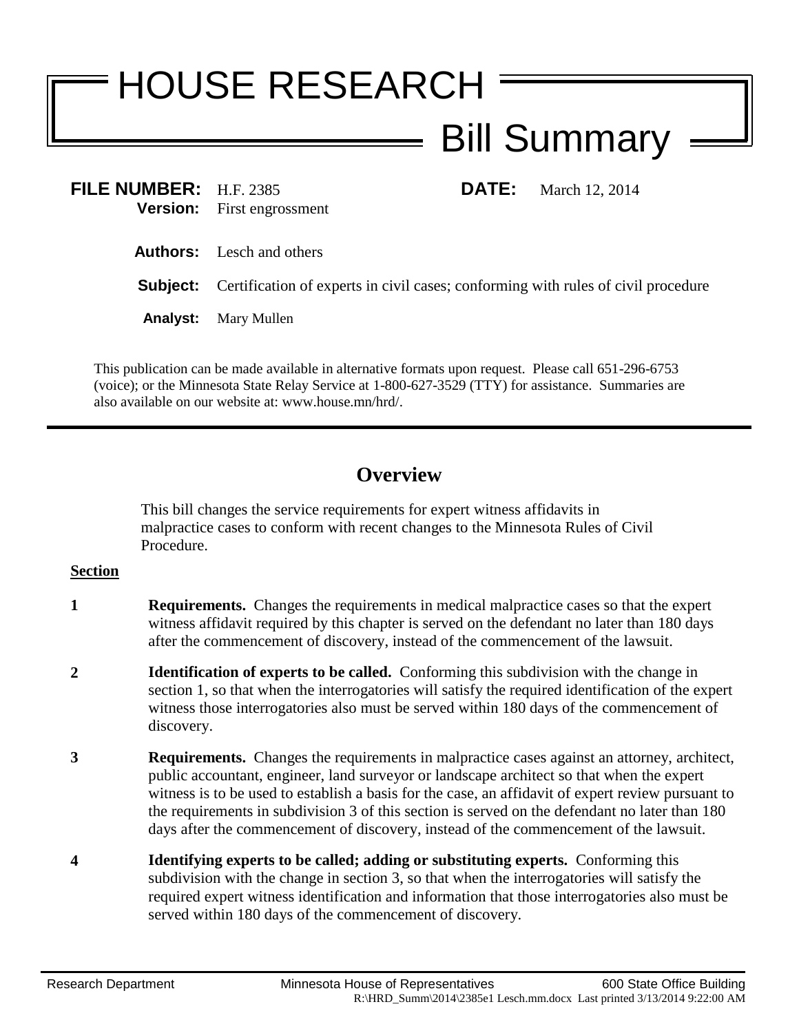# HOUSE RESEARCH

## Bill Summary

**FILE NUMBER:** H.F. 2385 **DATE:** March 12, 2014

**Version:** First engrossment

**Authors:** Lesch and others

**Subject:** Certification of experts in civil cases; conforming with rules of civil procedure

**Analyst:** Mary Mullen

This publication can be made available in alternative formats upon request. Please call 651-296-6753 (voice); or the Minnesota State Relay Service at 1-800-627-3529 (TTY) for assistance. Summaries are also available on our website at: www.house.mn/hrd/.

---

## Overview

This bill changes the service requirements for expert witness affidavits in malpractice cases to conform with recent changes to the Minnesota Rules of Civil Procedure.

**Section**

**1** **Requirements.** Changes the requirements in medical malpractice cases so that the expert witness affidavit required by this chapter is served on the defendant no later than 180 days after the commencement of discovery, instead of the commencement of the lawsuit.

**2** **Identification of experts to be called.** Conforming this subdivision with the change in section 1, so that when the interrogatories will satisfy the required identification of the expert witness those interrogatories also must be served within 180 days of the commencement of discovery.

**3** **Requirements.** Changes the requirements in malpractice cases against an attorney, architect, public accountant, engineer, land surveyor or landscape architect so that when the expert witness is to be used to establish a basis for the case, an affidavit of expert review pursuant to the requirements in subdivision 3 of this section is served on the defendant no later than 180 days after the commencement of discovery, instead of the commencement of the lawsuit.

**4** **Identifying experts to be called; adding or substituting experts.** Conforming this subdivision with the change in section 3, so that when the interrogatories will satisfy the required expert witness identification and information that those interrogatories also must be served within 180 days of the commencement of discovery.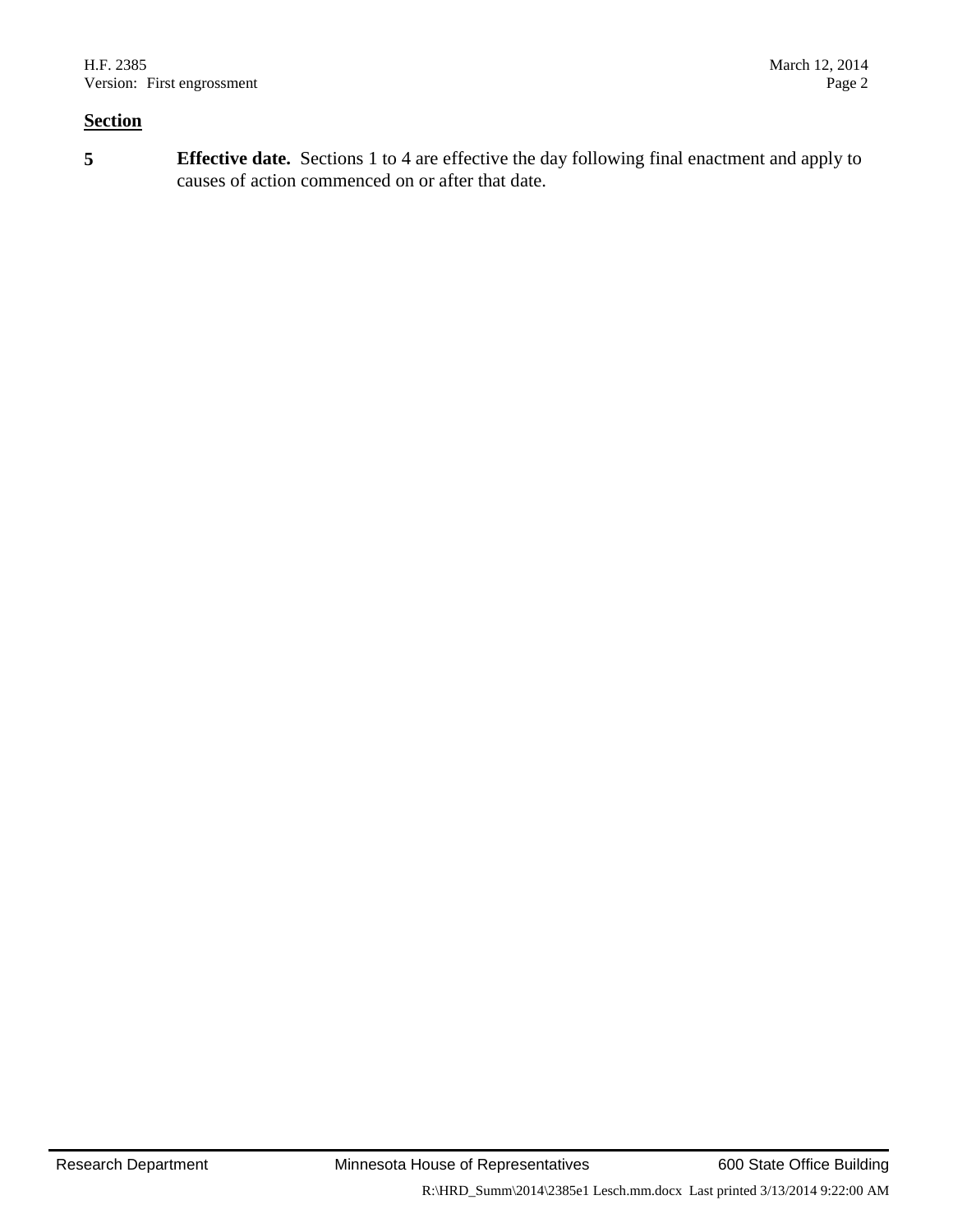**Section**

| | |
|---|---|
| **5** | **Effective date.** Sections 1 to 4 are effective the day following final enactment and apply to causes of action commenced on or after that date. |